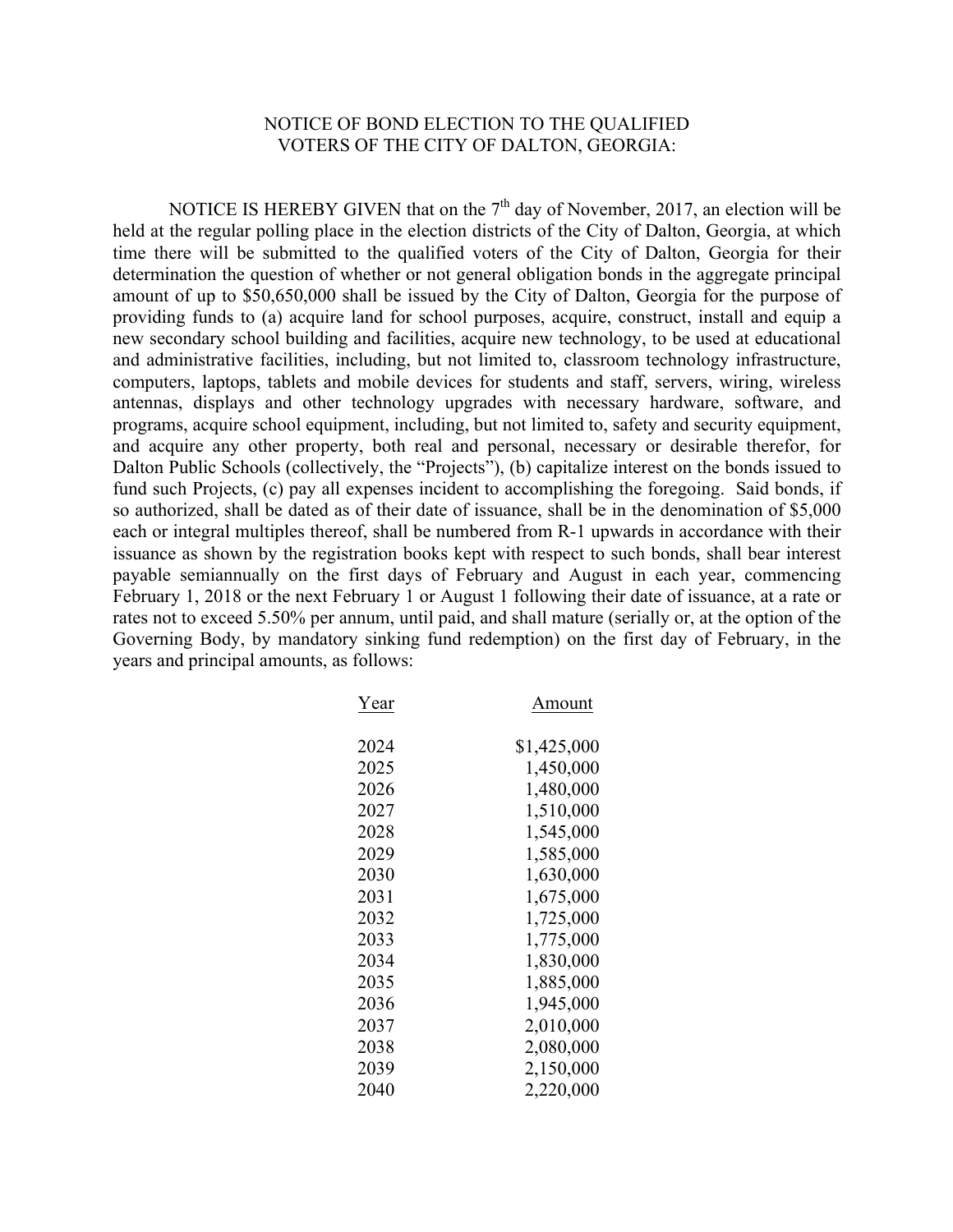# NOTICE OF BOND ELECTION TO THE QUALIFIED VOTERS OF THE CITY OF DALTON, GEORGIA:

NOTICE IS HEREBY GIVEN that on the 7th day of November, 2017, an election will be held at the regular polling place in the election districts of the City of Dalton, Georgia, at which time there will be submitted to the qualified voters of the City of Dalton, Georgia for their determination the question of whether or not general obligation bonds in the aggregate principal amount of up to $50,650,000 shall be issued by the City of Dalton, Georgia for the purpose of providing funds to (a) acquire land for school purposes, acquire, construct, install and equip a new secondary school building and facilities, acquire new technology, to be used at educational and administrative facilities, including, but not limited to, classroom technology infrastructure, computers, laptops, tablets and mobile devices for students and staff, servers, wiring, wireless antennas, displays and other technology upgrades with necessary hardware, software, and programs, acquire school equipment, including, but not limited to, safety and security equipment, and acquire any other property, both real and personal, necessary or desirable therefor, for Dalton Public Schools (collectively, the "Projects"), (b) capitalize interest on the bonds issued to fund such Projects, (c) pay all expenses incident to accomplishing the foregoing. Said bonds, if so authorized, shall be dated as of their date of issuance, shall be in the denomination of $5,000 each or integral multiples thereof, shall be numbered from R-1 upwards in accordance with their issuance as shown by the registration books kept with respect to such bonds, shall bear interest payable semiannually on the first days of February and August in each year, commencing February 1, 2018 or the next February 1 or August 1 following their date of issuance, at a rate or rates not to exceed 5.50% per annum, until paid, and shall mature (serially or, at the option of the Governing Body, by mandatory sinking fund redemption) on the first day of February, in the years and principal amounts, as follows:

| Year | Amount |
|---|---|
| 2024 | $1,425,000 |
| 2025 | 1,450,000 |
| 2026 | 1,480,000 |
| 2027 | 1,510,000 |
| 2028 | 1,545,000 |
| 2029 | 1,585,000 |
| 2030 | 1,630,000 |
| 2031 | 1,675,000 |
| 2032 | 1,725,000 |
| 2033 | 1,775,000 |
| 2034 | 1,830,000 |
| 2035 | 1,885,000 |
| 2036 | 1,945,000 |
| 2037 | 2,010,000 |
| 2038 | 2,080,000 |
| 2039 | 2,150,000 |
| 2040 | 2,220,000 |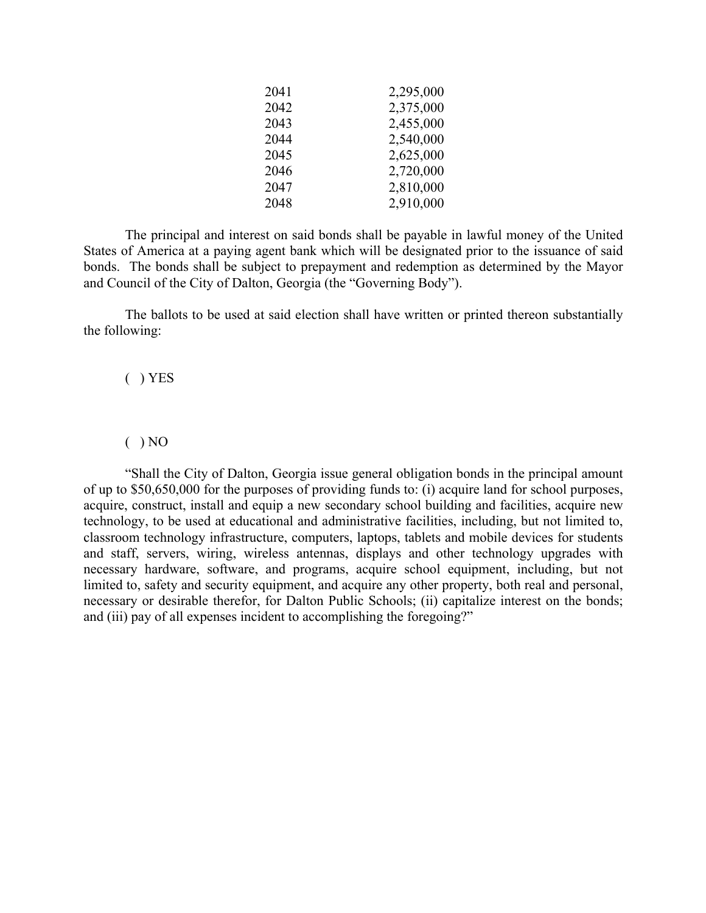| | |
|---|---|
| 2041 | 2,295,000 |
| 2042 | 2,375,000 |
| 2043 | 2,455,000 |
| 2044 | 2,540,000 |
| 2045 | 2,625,000 |
| 2046 | 2,720,000 |
| 2047 | 2,810,000 |
| 2048 | 2,910,000 |

The principal and interest on said bonds shall be payable in lawful money of the United States of America at a paying agent bank which will be designated prior to the issuance of said bonds. The bonds shall be subject to prepayment and redemption as determined by the Mayor and Council of the City of Dalton, Georgia (the "Governing Body").

The ballots to be used at said election shall have written or printed thereon substantially the following:

( ) YES

( ) NO

"Shall the City of Dalton, Georgia issue general obligation bonds in the principal amount of up to $50,650,000 for the purposes of providing funds to: (i) acquire land for school purposes, acquire, construct, install and equip a new secondary school building and facilities, acquire new technology, to be used at educational and administrative facilities, including, but not limited to, classroom technology infrastructure, computers, laptops, tablets and mobile devices for students and staff, servers, wiring, wireless antennas, displays and other technology upgrades with necessary hardware, software, and programs, acquire school equipment, including, but not limited to, safety and security equipment, and acquire any other property, both real and personal, necessary or desirable therefor, for Dalton Public Schools; (ii) capitalize interest on the bonds; and (iii) pay of all expenses incident to accomplishing the foregoing?"